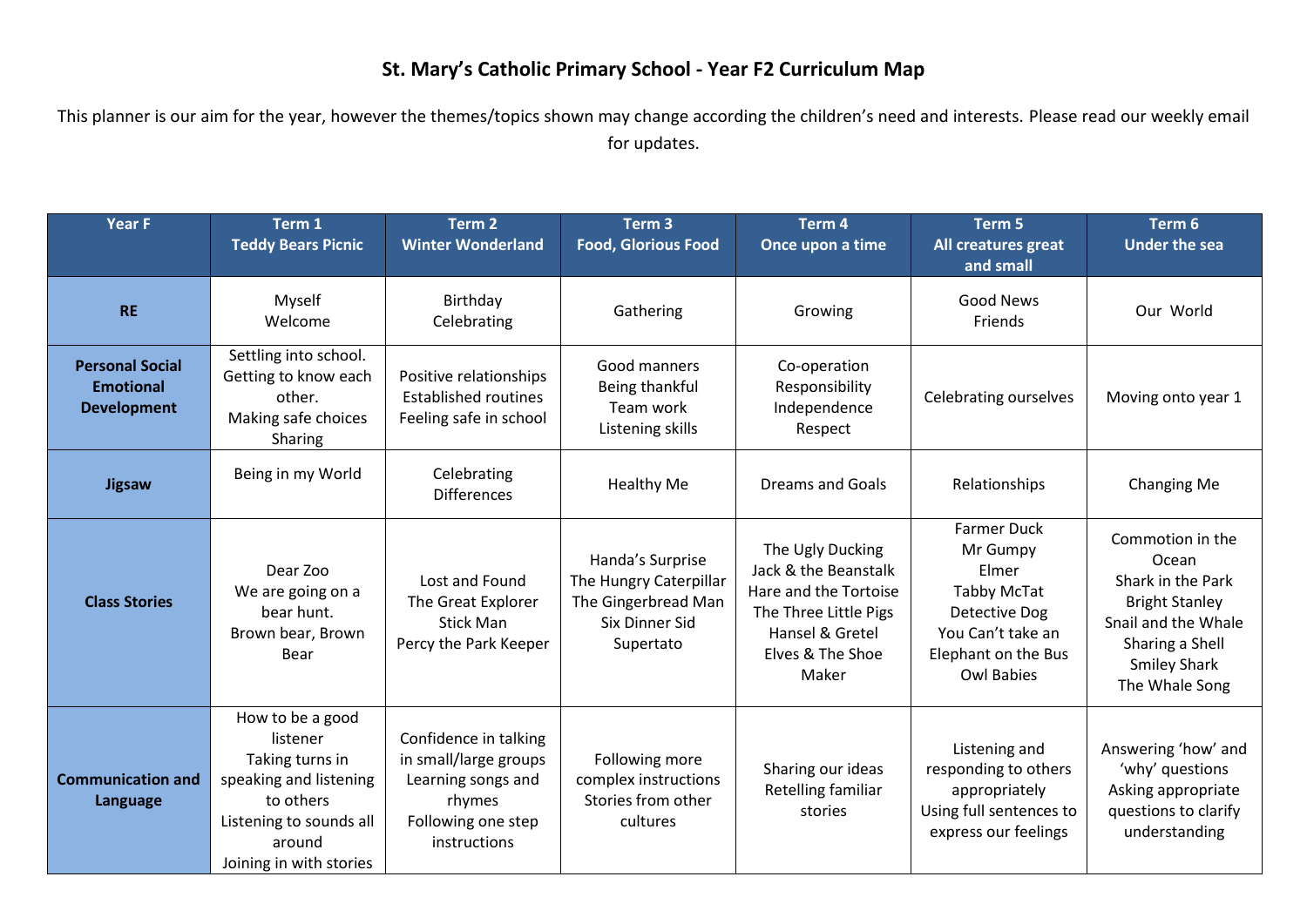# St. Mary's Catholic Primary School - Year F2 Curriculum Map

This planner is our aim for the year, however the themes/topics shown may change according the children's need and interests. Please read our weekly email for updates.

| Year F | Term 1<br>Teddy Bears Picnic | Term 2<br>Winter Wonderland | Term 3<br>Food, Glorious Food | Term 4<br>Once upon a time | Term 5<br>All creatures great and small | Term 6<br>Under the sea |
|---|---|---|---|---|---|---|
| **RE** | Myself<br>Welcome | Birthday<br>Celebrating | Gathering | Growing | Good News<br>Friends | Our World |
| **Personal Social Emotional Development** | Settling into school.<br>Getting to know each other.<br>Making safe choices<br>Sharing | Positive relationships<br>Established routines<br>Feeling safe in school | Good manners<br>Being thankful<br>Team work<br>Listening skills | Co-operation<br>Responsibility<br>Independence<br>Respect | Celebrating ourselves | Moving onto year 1 |
| **Jigsaw** | Being in my World | Celebrating Differences | Healthy Me | Dreams and Goals | Relationships | Changing Me |
| **Class Stories** | Dear Zoo<br>We are going on a bear hunt.<br>Brown bear, Brown Bear | Lost and Found<br>The Great Explorer<br>Stick Man<br>Percy the Park Keeper | Handa's Surprise<br>The Hungry Caterpillar<br>The Gingerbread Man<br>Six Dinner Sid<br>Supertato | The Ugly Ducking<br>Jack & the Beanstalk<br>Hare and the Tortoise<br>The Three Little Pigs<br>Hansel & Gretel<br>Elves & The Shoe Maker | Farmer Duck<br>Mr Gumpy<br>Elmer<br>Tabby McTat<br>Detective Dog<br>You Can't take an Elephant on the Bus<br>Owl Babies | Commotion in the Ocean<br>Shark in the Park<br>Bright Stanley<br>Snail and the Whale<br>Sharing a Shell<br>Smiley Shark<br>The Whale Song |
| **Communication and Language** | How to be a good listener<br>Taking turns in speaking and listening to others<br>Listening to sounds all around<br>Joining in with stories | Confidence in talking in small/large groups<br>Learning songs and rhymes<br>Following one step instructions | Following more complex instructions<br>Stories from other cultures | Sharing our ideas<br>Retelling familiar stories | Listening and responding to others appropriately<br>Using full sentences to express our feelings | Answering 'how' and 'why' questions<br>Asking appropriate questions to clarify understanding |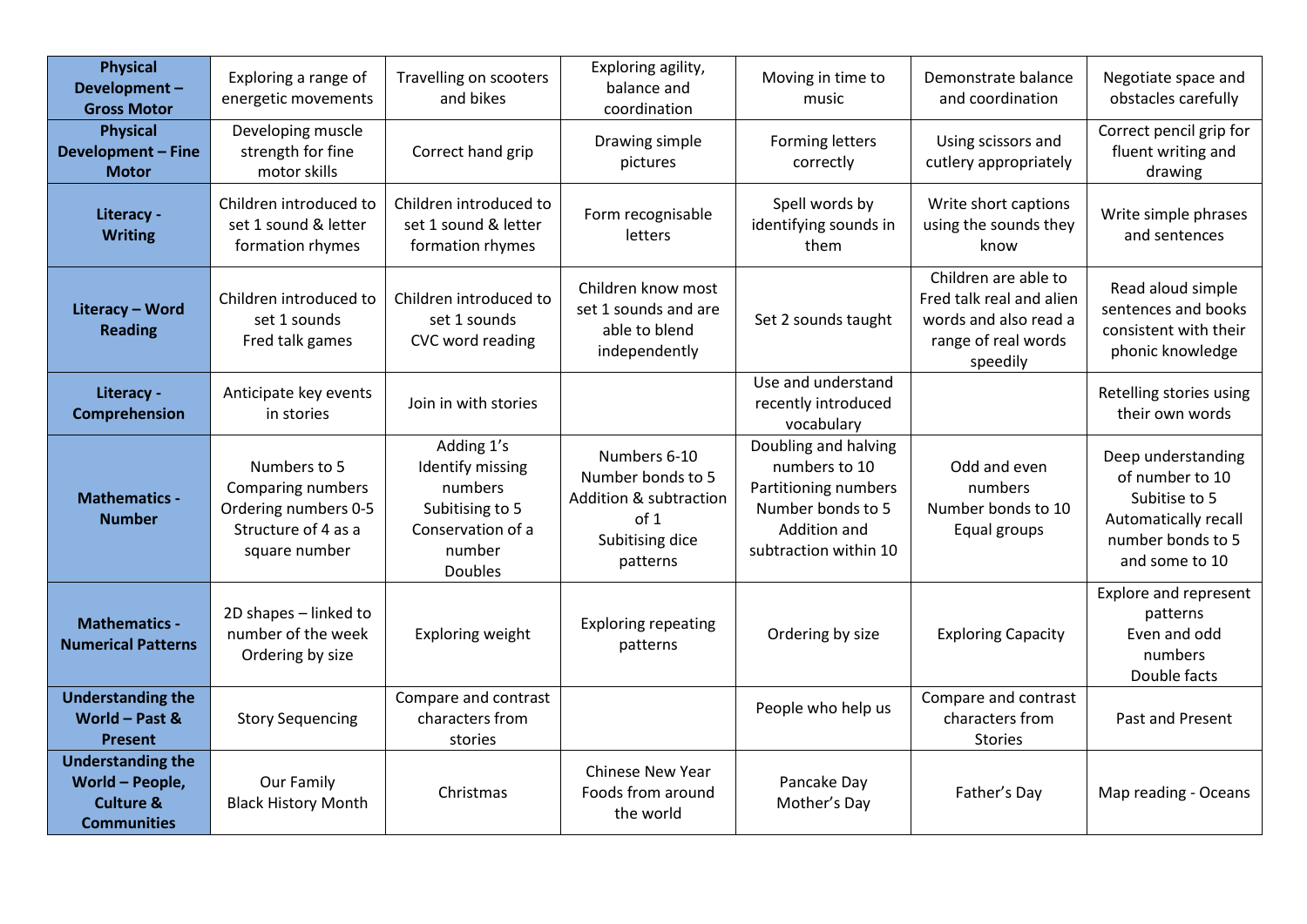| | | | | | | |
|---|---|---|---|---|---|---|
| **Physical Development – Gross Motor** | Exploring a range of energetic movements | Travelling on scooters and bikes | Exploring agility, balance and coordination | Moving in time to music | Demonstrate balance and coordination | Negotiate space and obstacles carefully |
| **Physical Development – Fine Motor** | Developing muscle strength for fine motor skills | Correct hand grip | Drawing simple pictures | Forming letters correctly | Using scissors and cutlery appropriately | Correct pencil grip for fluent writing and drawing |
| **Literacy - Writing** | Children introduced to set 1 sound & letter formation rhymes | Children introduced to set 1 sound & letter formation rhymes | Form recognisable letters | Spell words by identifying sounds in them | Write short captions using the sounds they know | Write simple phrases and sentences |
| **Literacy – Word Reading** | Children introduced to set 1 sounds<br>Fred talk games | Children introduced to set 1 sounds<br>CVC word reading | Children know most set 1 sounds and are able to blend independently | Set 2 sounds taught | Children are able to Fred talk real and alien words and also read a range of real words speedily | Read aloud simple sentences and books consistent with their phonic knowledge |
| **Literacy - Comprehension** | Anticipate key events in stories | Join in with stories | | Use and understand recently introduced vocabulary | | Retelling stories using their own words |
| **Mathematics - Number** | Numbers to 5<br>Comparing numbers<br>Ordering numbers 0-5<br>Structure of 4 as a square number | Adding 1's<br>Identify missing numbers<br>Subitising to 5<br>Conservation of a number<br>Doubles | Numbers 6-10<br>Number bonds to 5<br>Addition & subtraction of 1<br>Subitising dice patterns | Doubling and halving numbers to 10<br>Partitioning numbers<br>Number bonds to 5<br>Addition and subtraction within 10 | Odd and even numbers<br>Number bonds to 10<br>Equal groups | Deep understanding of number to 10<br>Subitise to 5<br>Automatically recall number bonds to 5 and some to 10 |
| **Mathematics - Numerical Patterns** | 2D shapes – linked to number of the week<br>Ordering by size | Exploring weight | Exploring repeating patterns | Ordering by size | Exploring Capacity | Explore and represent patterns<br>Even and odd numbers<br>Double facts |
| **Understanding the World – Past & Present** | Story Sequencing | Compare and contrast characters from stories | | People who help us | Compare and contrast characters from Stories | Past and Present |
| **Understanding the World – People, Culture & Communities** | Our Family<br>Black History Month | Christmas | Chinese New Year<br>Foods from around the world | Pancake Day<br>Mother's Day | Father's Day | Map reading - Oceans |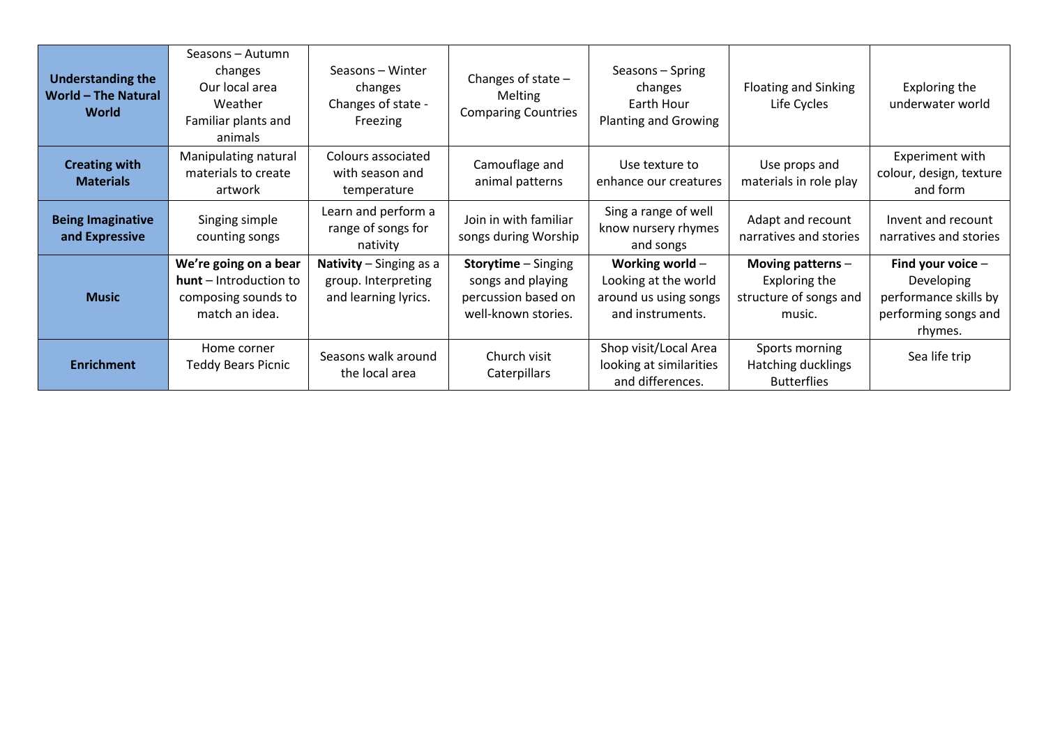| | | | | | | |
|---|---|---|---|---|---|---|
| **Understanding the World – The Natural World** | Seasons – Autumn changes<br>Our local area<br>Weather<br>Familiar plants and animals | Seasons – Winter changes<br>Changes of state - Freezing | Changes of state – Melting<br>Comparing Countries | Seasons – Spring changes<br>Earth Hour<br>Planting and Growing | Floating and Sinking<br>Life Cycles | Exploring the underwater world |
| **Creating with Materials** | Manipulating natural materials to create artwork | Colours associated with season and temperature | Camouflage and animal patterns | Use texture to enhance our creatures | Use props and materials in role play | Experiment with colour, design, texture and form |
| **Being Imaginative and Expressive** | Singing simple counting songs | Learn and perform a range of songs for nativity | Join in with familiar songs during Worship | Sing a range of well know nursery rhymes and songs | Adapt and recount narratives and stories | Invent and recount narratives and stories |
| **Music** | **We're going on a bear hunt** – Introduction to composing sounds to match an idea. | **Nativity** – Singing as a group. Interpreting and learning lyrics. | **Storytime** – Singing songs and playing percussion based on well-known stories. | **Working world** – Looking at the world around us using songs and instruments. | **Moving patterns** – Exploring the structure of songs and music. | **Find your voice** – Developing performance skills by performing songs and rhymes. |
| **Enrichment** | Home corner<br>Teddy Bears Picnic | Seasons walk around the local area | Church visit<br>Caterpillars | Shop visit/Local Area looking at similarities and differences. | Sports morning<br>Hatching ducklings<br>Butterflies | Sea life trip |